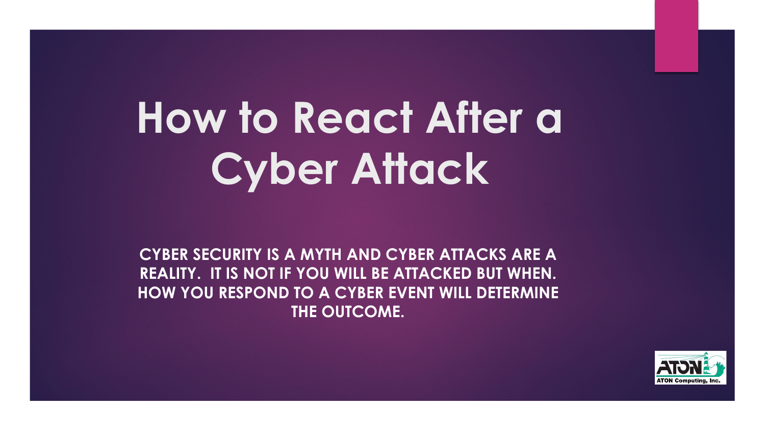# How to React After a Cyber Attack

**CYBER SECURITY IS A MYTH AND CYBER ATTACKS ARE A REALITY. IT IS NOT IF YOU WILL BE ATTACKED BUT WHEN. HOW YOU RESPOND TO A CYBER EVENT WILL DETERMINE THE OUTCOME.**

ATON Computing, Inc.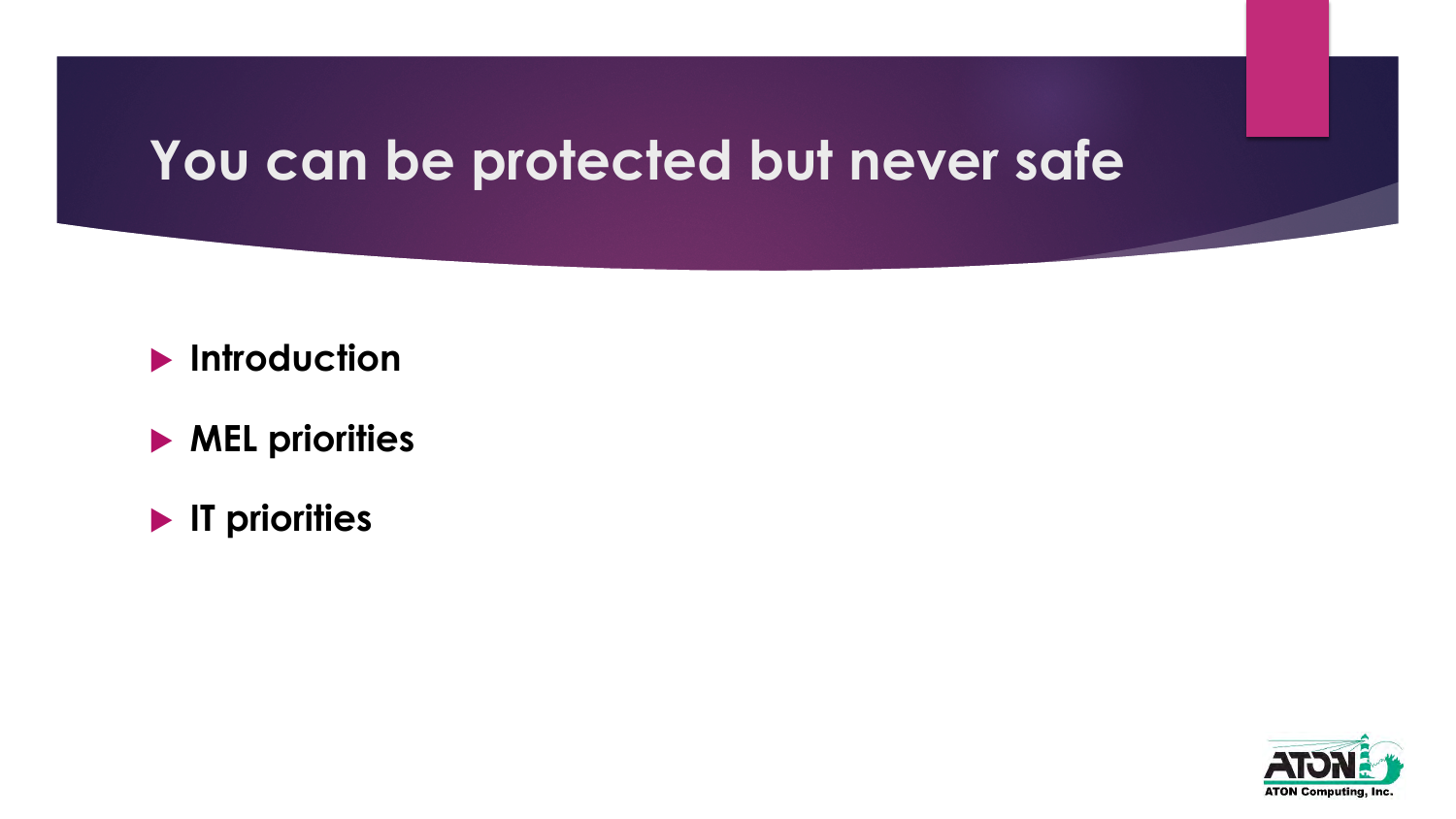# You can be protected but never safe

- **Introduction**
- **MEL priorities**
- **IT priorities**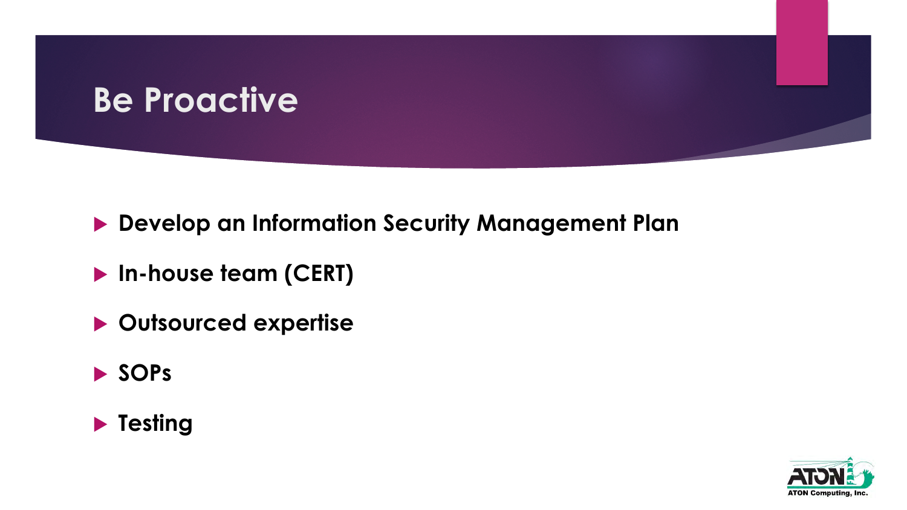# Be Proactive

- **Develop an Information Security Management Plan**
- **In-house team (CERT)**
- **Outsourced expertise**
- **SOPs**
- **Testing**

ATON Computing, Inc.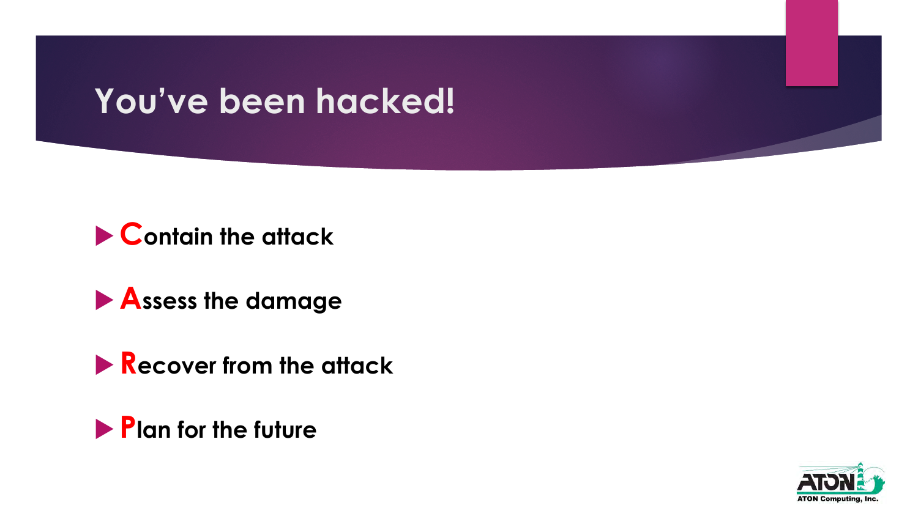# You've been hacked!

- **C**ontain the attack
- **A**ssess the damage
- **R**ecover from the attack
- **P**lan for the future

ATON Computing, Inc.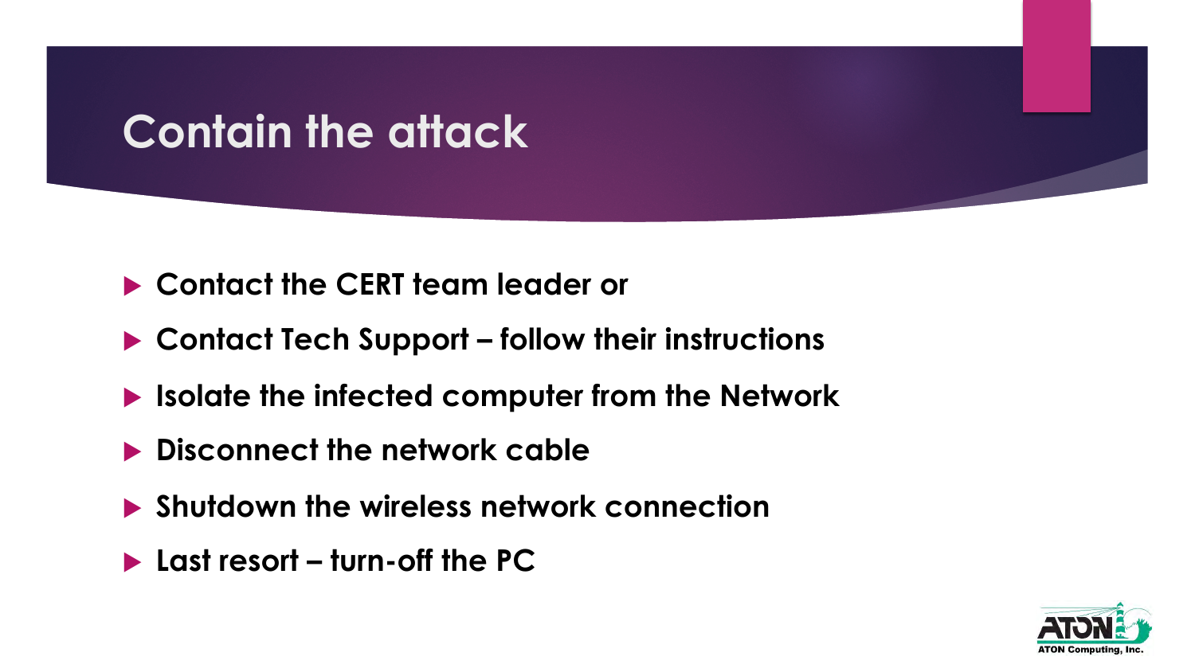# Contain the attack

- **Contact the CERT team leader or**
- **Contact Tech Support – follow their instructions**
- **Isolate the infected computer from the Network**
- **Disconnect the network cable**
- **Shutdown the wireless network connection**
- **Last resort – turn-off the PC**

ATON Computing, Inc.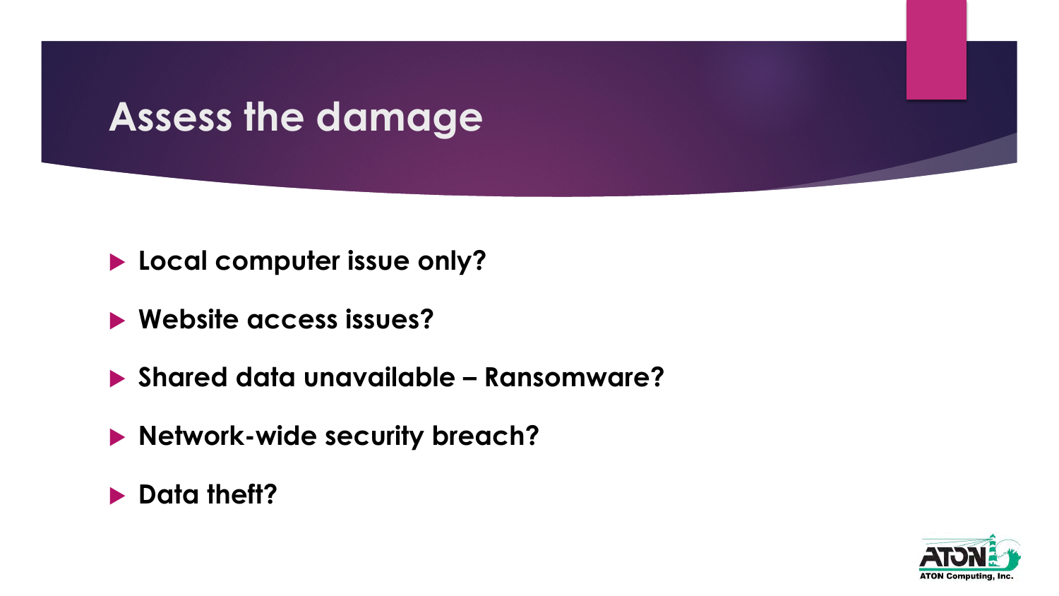# Assess the damage

- **Local computer issue only?**
- **Website access issues?**
- **Shared data unavailable – Ransomware?**
- **Network-wide security breach?**
- **Data theft?**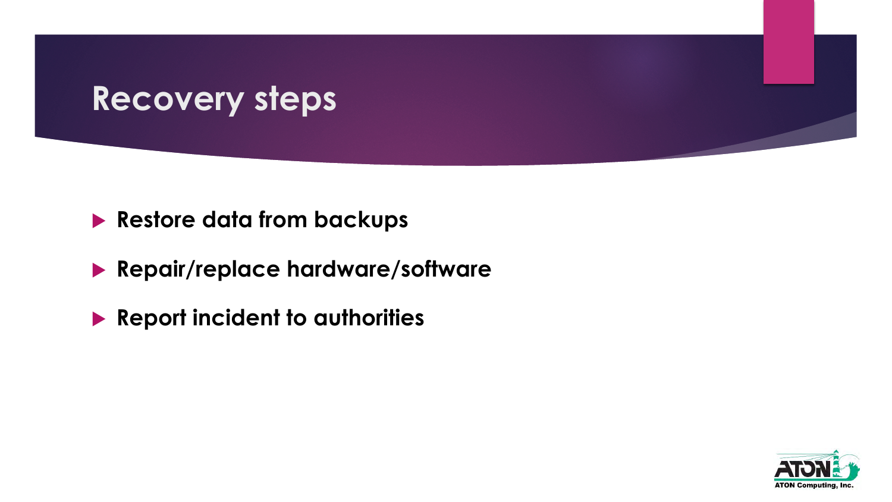# Recovery steps

- **Restore data from backups**
- **Repair/replace hardware/software**
- **Report incident to authorities**

ATON Computing, Inc.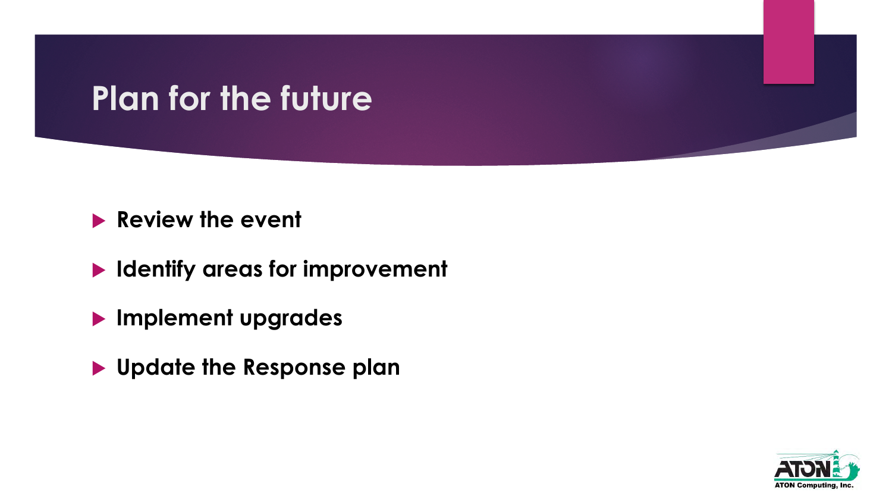# Plan for the future

- **Review the event**
- **Identify areas for improvement**
- **Implement upgrades**
- **Update the Response plan**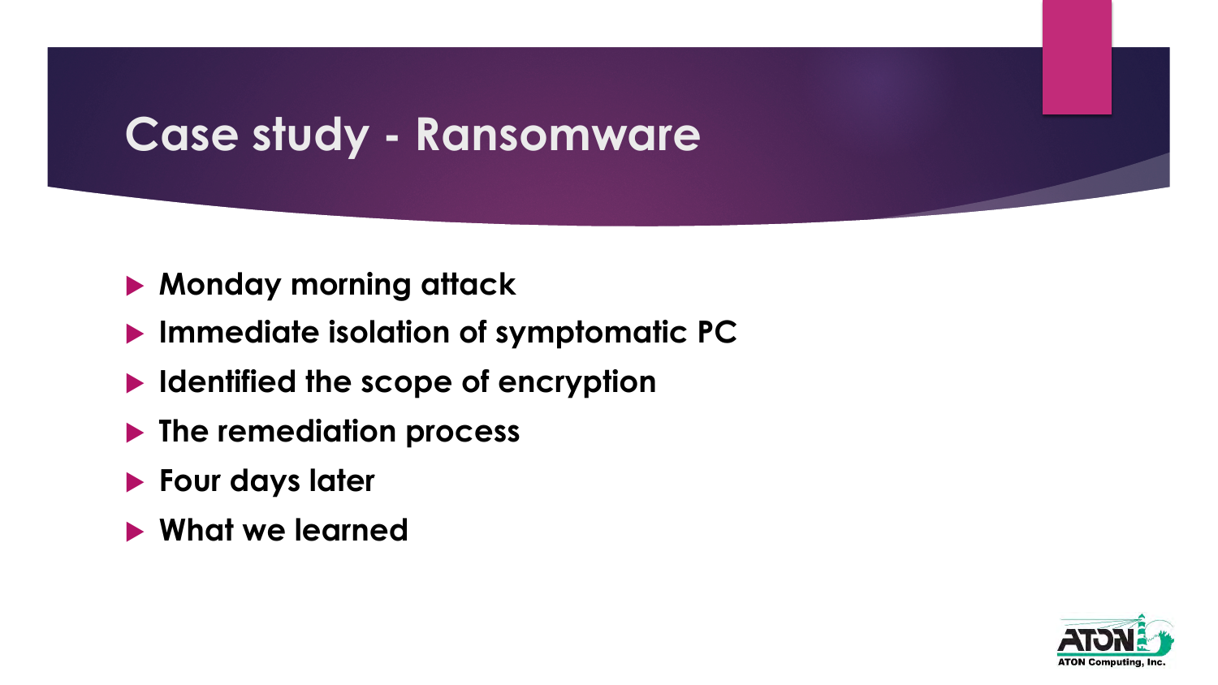# Case study - Ransomware

- **Monday morning attack**
- **Immediate isolation of symptomatic PC**
- **Identified the scope of encryption**
- **The remediation process**
- **Four days later**
- **What we learned**

ATON Computing, Inc.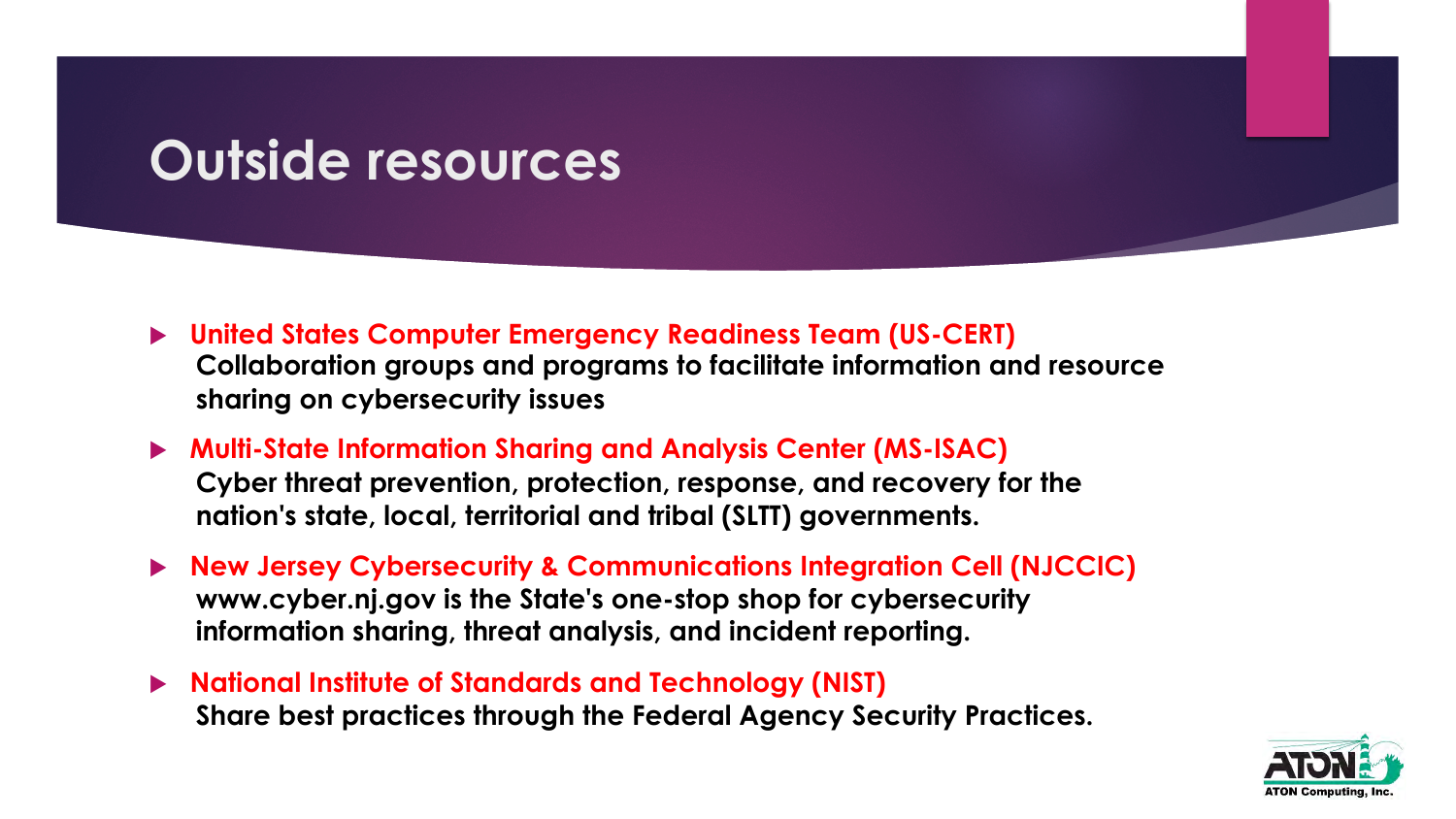# Outside resources

- **United States Computer Emergency Readiness Team (US-CERT)**
  **Collaboration groups and programs to facilitate information and resource sharing on cybersecurity issues**
- **Multi-State Information Sharing and Analysis Center (MS-ISAC)**
  **Cyber threat prevention, protection, response, and recovery for the nation's state, local, territorial and tribal (SLTT) governments.**
- **New Jersey Cybersecurity & Communications Integration Cell (NJCCIC)**
  **www.cyber.nj.gov is the State's one-stop shop for cybersecurity information sharing, threat analysis, and incident reporting.**
- **National Institute of Standards and Technology (NIST)**
  **Share best practices through the Federal Agency Security Practices.**

ATON Computing, Inc.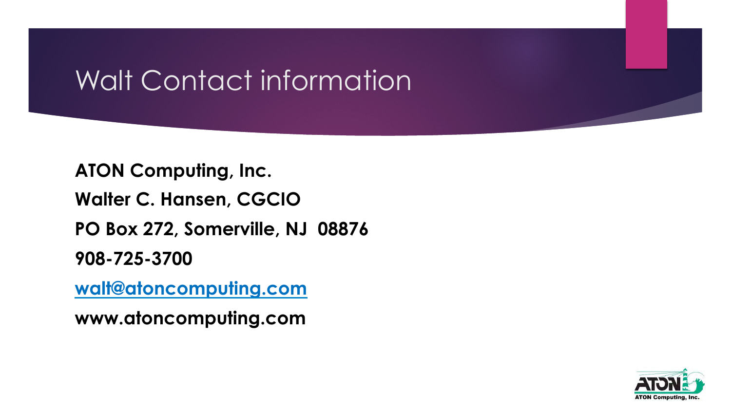# Walt Contact information

**ATON Computing, Inc.**

**Walter C. Hansen, CGCIO**

**PO Box 272, Somerville, NJ  08876**

**908-725-3700**

**walt@atoncomputing.com**

**www.atoncomputing.com**